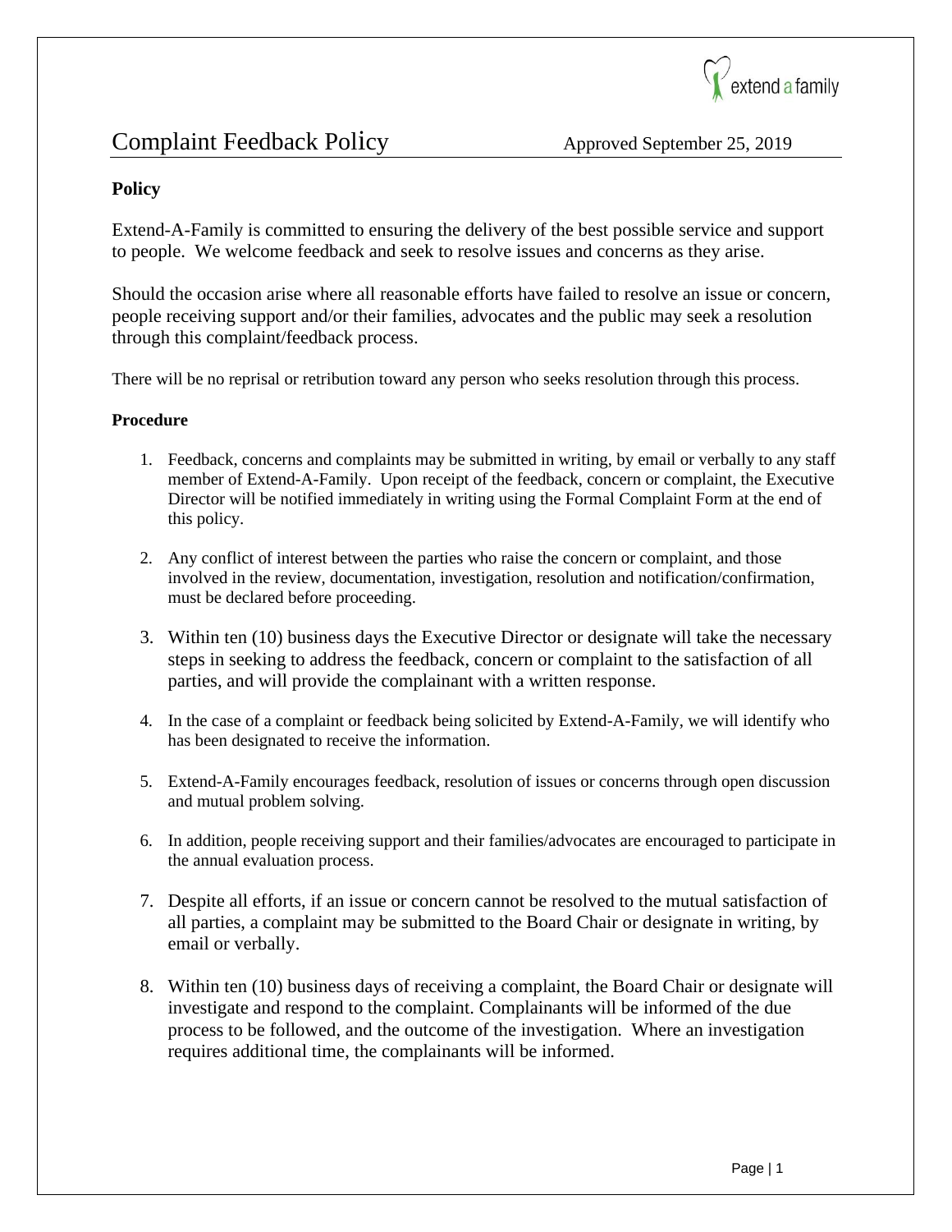# Complaint Feedback Policy

Approved September 25, 2019

**Policy**

Extend-A-Family is committed to ensuring the delivery of the best possible service and support to people. We welcome feedback and seek to resolve issues and concerns as they arise.

Should the occasion arise where all reasonable efforts have failed to resolve an issue or concern, people receiving support and/or their families, advocates and the public may seek a resolution through this complaint/feedback process.

There will be no reprisal or retribution toward any person who seeks resolution through this process.

**Procedure**

1. Feedback, concerns and complaints may be submitted in writing, by email or verbally to any staff member of Extend-A-Family. Upon receipt of the feedback, concern or complaint, the Executive Director will be notified immediately in writing using the Formal Complaint Form at the end of this policy.

2. Any conflict of interest between the parties who raise the concern or complaint, and those involved in the review, documentation, investigation, resolution and notification/confirmation, must be declared before proceeding.

3. Within ten (10) business days the Executive Director or designate will take the necessary steps in seeking to address the feedback, concern or complaint to the satisfaction of all parties, and will provide the complainant with a written response.

4. In the case of a complaint or feedback being solicited by Extend-A-Family, we will identify who has been designated to receive the information.

5. Extend-A-Family encourages feedback, resolution of issues or concerns through open discussion and mutual problem solving.

6. In addition, people receiving support and their families/advocates are encouraged to participate in the annual evaluation process.

7. Despite all efforts, if an issue or concern cannot be resolved to the mutual satisfaction of all parties, a complaint may be submitted to the Board Chair or designate in writing, by email or verbally.

8. Within ten (10) business days of receiving a complaint, the Board Chair or designate will investigate and respond to the complaint. Complainants will be informed of the due process to be followed, and the outcome of the investigation. Where an investigation requires additional time, the complainants will be informed.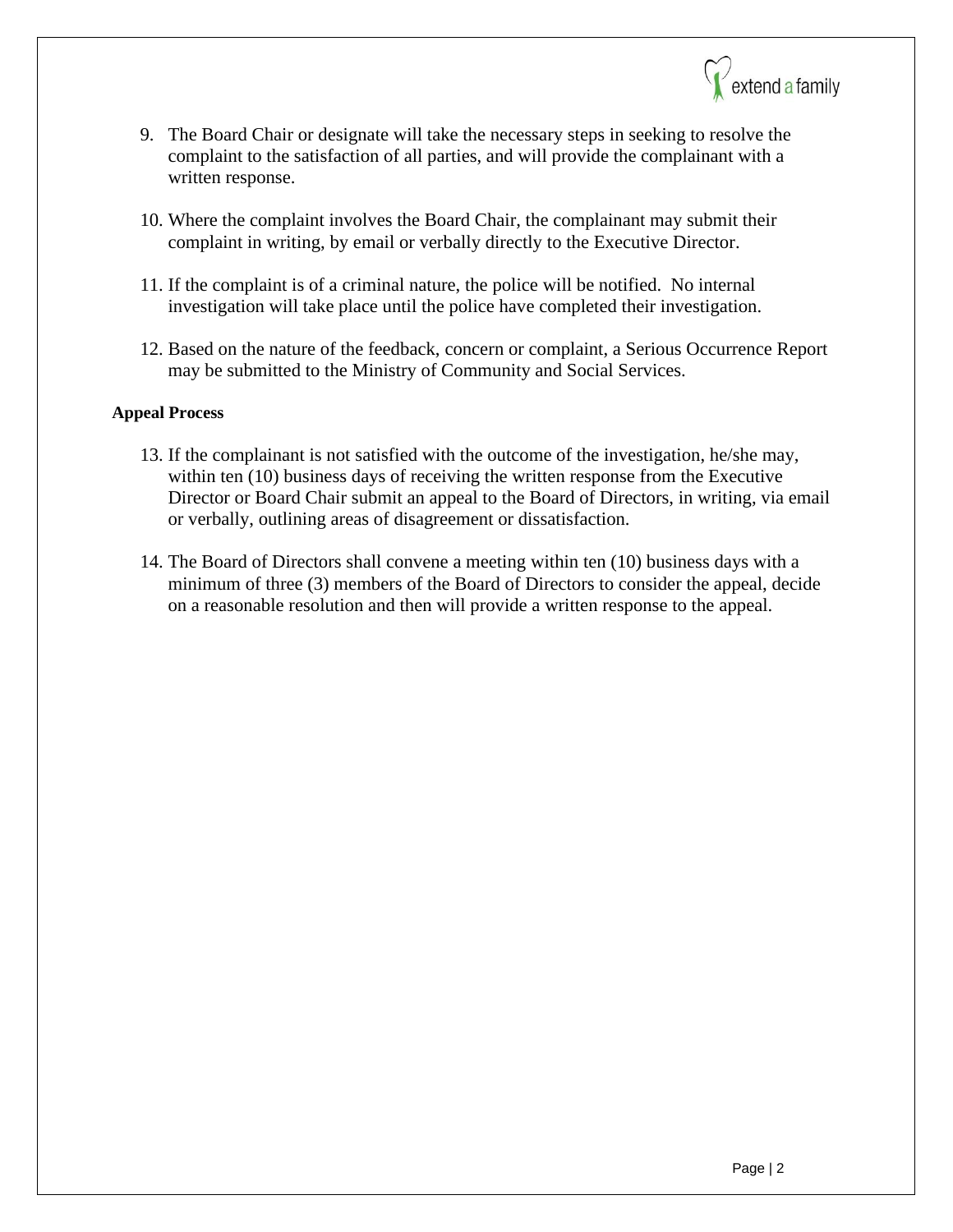9. The Board Chair or designate will take the necessary steps in seeking to resolve the complaint to the satisfaction of all parties, and will provide the complainant with a written response.

10. Where the complaint involves the Board Chair, the complainant may submit their complaint in writing, by email or verbally directly to the Executive Director.

11. If the complaint is of a criminal nature, the police will be notified. No internal investigation will take place until the police have completed their investigation.

12. Based on the nature of the feedback, concern or complaint, a Serious Occurrence Report may be submitted to the Ministry of Community and Social Services.

**Appeal Process**

13. If the complainant is not satisfied with the outcome of the investigation, he/she may, within ten (10) business days of receiving the written response from the Executive Director or Board Chair submit an appeal to the Board of Directors, in writing, via email or verbally, outlining areas of disagreement or dissatisfaction.

14. The Board of Directors shall convene a meeting within ten (10) business days with a minimum of three (3) members of the Board of Directors to consider the appeal, decide on a reasonable resolution and then will provide a written response to the appeal.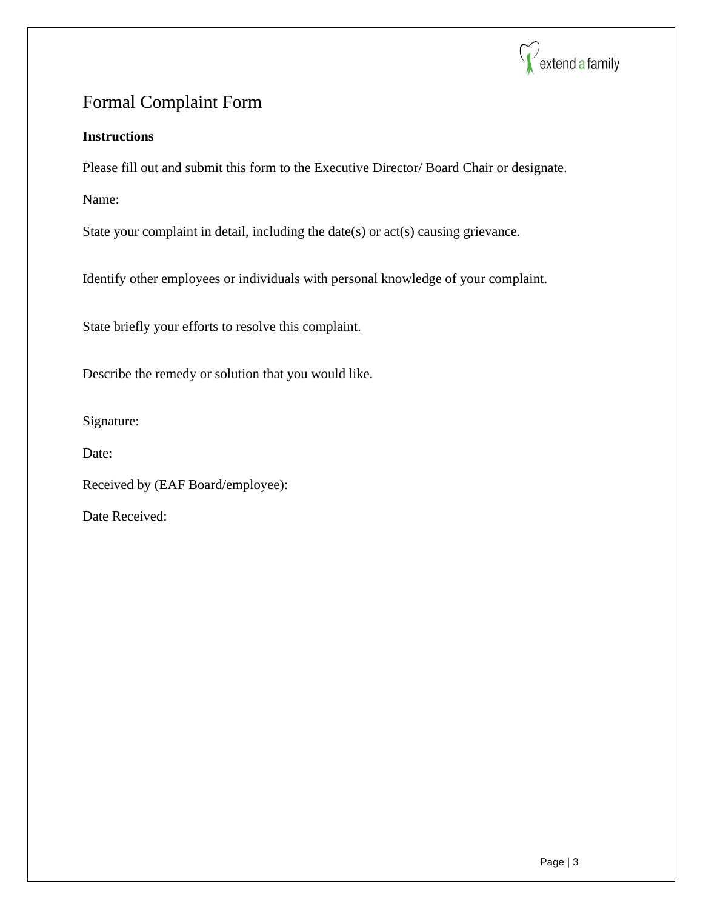# Formal Complaint Form

**Instructions**

Please fill out and submit this form to the Executive Director/ Board Chair or designate.

Name:

State your complaint in detail, including the date(s) or act(s) causing grievance.

Identify other employees or individuals with personal knowledge of your complaint.

State briefly your efforts to resolve this complaint.

Describe the remedy or solution that you would like.

Signature:

Date:

Received by (EAF Board/employee):

Date Received: